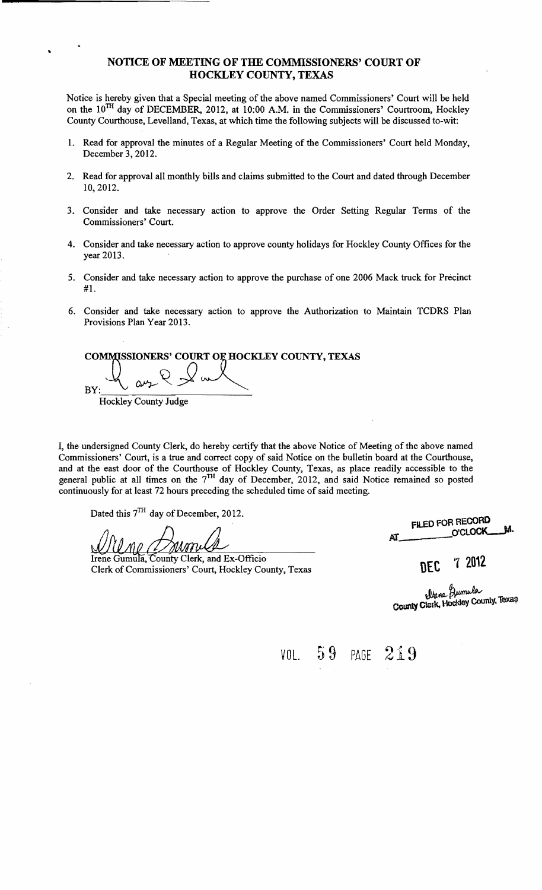# NOTICE OF MEETING OF THE COMMISSIONERS' COURT OF HOCKLEY COUNTY, TEXAS

Notice is hereby given that a Special meeting of the above named Commissioners' Court will be held on the 10TH day of DECEMBER, 2012, at 10:00 A.M. in the Commissioners' Courtroom, Hockley County Courthouse, Levelland, Texas, at which time the following subjects will be discussed to-wit:

1. Read for approval the minutes of a Regular Meeting of the Commissioners' Court held Monday, December 3, 2012.

2. Read for approval all monthly bills and claims submitted to the Court and dated through December 10, 2012.

3. Consider and take necessary action to approve the Order Setting Regular Terms of the Commissioners' Court.

4. Consider and take necessary action to approve county holidays for Hockley County Offices for the year 2013.

5. Consider and take necessary action to approve the purchase of one 2006 Mack truck for Precinct #1.

6. Consider and take necessary action to approve the Authorization to Maintain TCDRS Plan Provisions Plan Year 2013.

**COMMISSIONERS' COURT OF HOCKLEY COUNTY, TEXAS**

BY: _______________
Hockley County Judge

I, the undersigned County Clerk, do hereby certify that the above Notice of Meeting of the above named Commissioners' Court, is a true and correct copy of said Notice on the bulletin board at the Courthouse, and at the east door of the Courthouse of Hockley County, Texas, as place readily accessible to the general public at all times on the 7TH day of December, 2012, and said Notice remained so posted continuously for at least 72 hours preceding the scheduled time of said meeting.

Dated this 7TH day of December, 2012.

Irene Gumula, County Clerk, and Ex-Officio
Clerk of Commissioners' Court, Hockley County, Texas

FILED FOR RECORD
AT ________ O'CLOCK ___M.

DEC 7 2012

Irene Gumula
County Clerk, Hockley County, Texas

VOL. 59 PAGE 219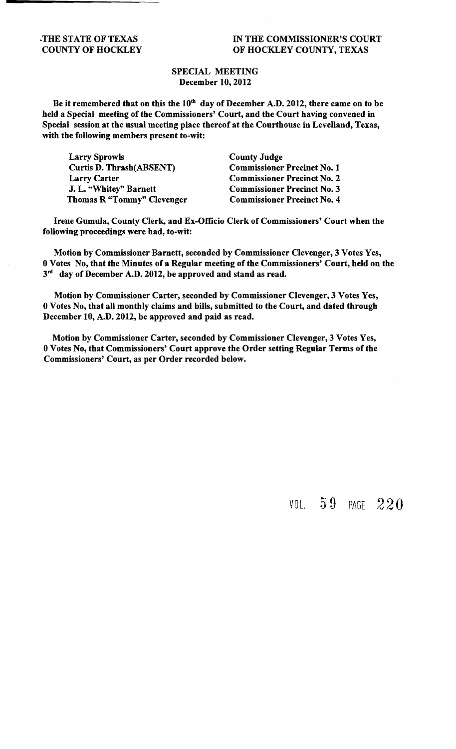THE STATE OF TEXAS
COUNTY OF HOCKLEY

IN THE COMMISSIONER'S COURT
OF HOCKLEY COUNTY, TEXAS

**SPECIAL MEETING**
**December 10, 2012**

**Be it remembered that on this the 10th day of December A.D. 2012, there came on to be held a Special meeting of the Commissioners' Court, and the Court having convened in Special session at the usual meeting place thereof at the Courthouse in Levelland, Texas, with the following members present to-wit:**

| | |
|---|---|
| Larry Sprowls | County Judge |
| Curtis D. Thrash(ABSENT) | Commissioner Precinct No. 1 |
| Larry Carter | Commissioner Precinct No. 2 |
| J. L. "Whitey" Barnett | Commissioner Precinct No. 3 |
| Thomas R "Tommy" Clevenger | Commissioner Precinct No. 4 |

**Irene Gumula, County Clerk, and Ex-Officio Clerk of Commissioners' Court when the following proceedings were had, to-wit:**

**Motion by Commissioner Barnett, seconded by Commissioner Clevenger, 3 Votes Yes, 0 Votes No, that the Minutes of a Regular meeting of the Commissioners' Court, held on the 3rd day of December A.D. 2012, be approved and stand as read.**

**Motion by Commissioner Carter, seconded by Commissioner Clevenger, 3 Votes Yes, 0 Votes No, that all monthly claims and bills, submitted to the Court, and dated through December 10, A.D. 2012, be approved and paid as read.**

**Motion by Commissioner Carter, seconded by Commissioner Clevenger, 3 Votes Yes, 0 Votes No, that Commissioners' Court approve the Order setting Regular Terms of the Commissioners' Court, as per Order recorded below.**

VOL. 59 PAGE 220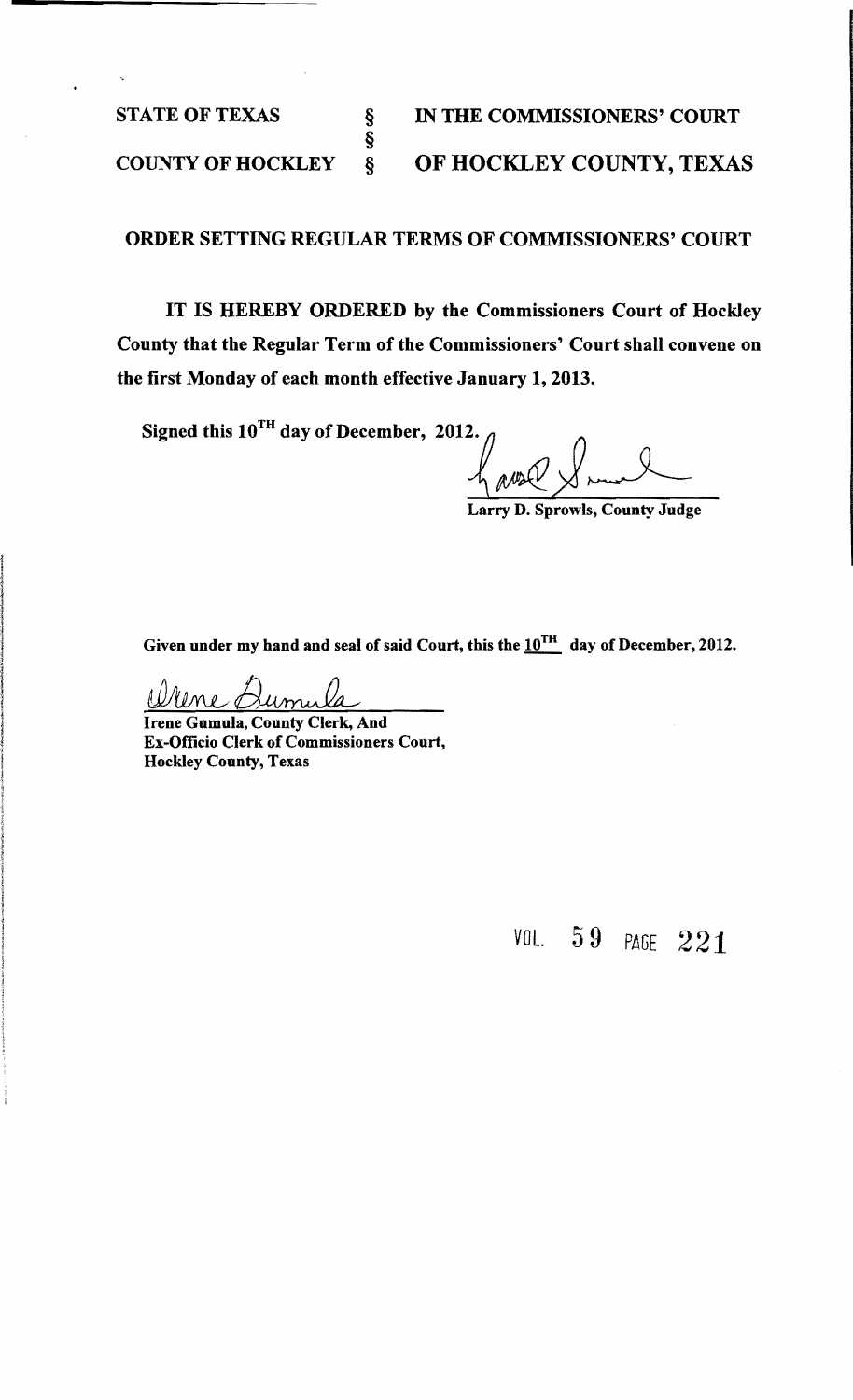| STATE OF TEXAS | § | IN THE COMMISSIONERS' COURT |
| --- | --- | --- |
| | § | |
| COUNTY OF HOCKLEY | § | OF HOCKLEY COUNTY, TEXAS |

**ORDER SETTING REGULAR TERMS OF COMMISSIONERS' COURT**

**IT IS HEREBY ORDERED by the Commissioners Court of Hockley County that the Regular Term of the Commissioners' Court shall convene on the first Monday of each month effective January 1, 2013.**

**Signed this 10TH day of December, 2012.**

**Larry D. Sprowls, County Judge**

**Given under my hand and seal of said Court, this the 10TH day of December, 2012.**

**Irene Gumula, County Clerk, And**
**Ex-Officio Clerk of Commissioners Court,**
**Hockley County, Texas**

VOL. 59 PAGE 221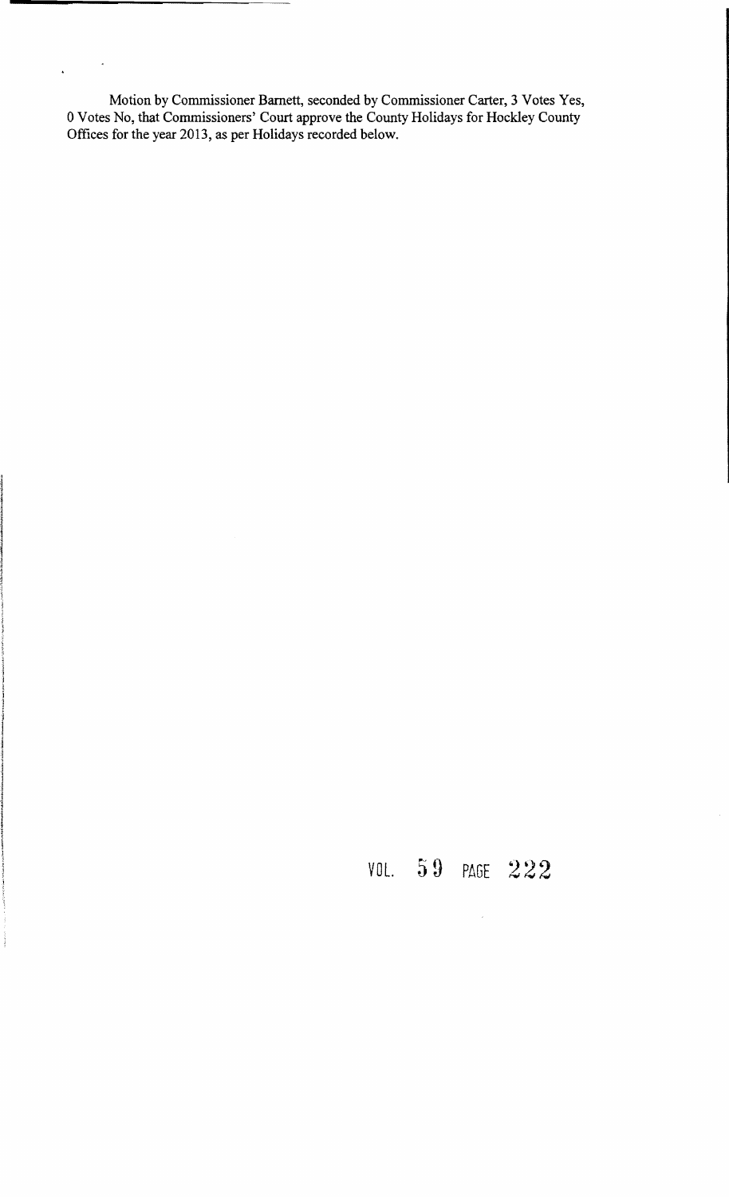Motion by Commissioner Barnett, seconded by Commissioner Carter, 3 Votes Yes, 0 Votes No, that Commissioners' Court approve the County Holidays for Hockley County Offices for the year 2013, as per Holidays recorded below.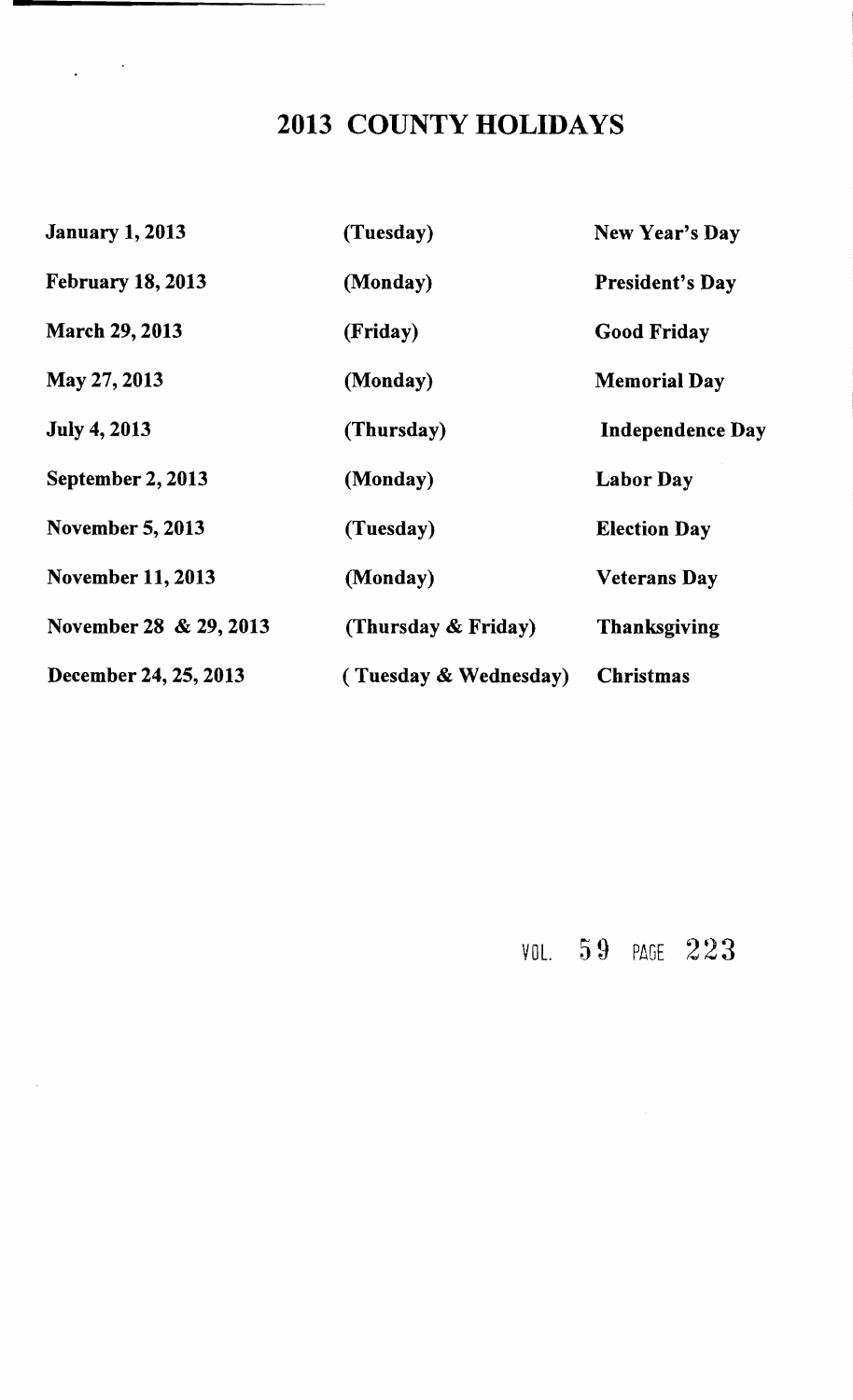# 2013 COUNTY HOLIDAYS

| | | |
|---|---|---|
| **January 1, 2013** | **(Tuesday)** | **New Year's Day** |
| **February 18, 2013** | **(Monday)** | **President's Day** |
| **March 29, 2013** | **(Friday)** | **Good Friday** |
| **May 27, 2013** | **(Monday)** | **Memorial Day** |
| **July 4, 2013** | **(Thursday)** | **Independence Day** |
| **September 2, 2013** | **(Monday)** | **Labor Day** |
| **November 5, 2013** | **(Tuesday)** | **Election Day** |
| **November 11, 2013** | **(Monday)** | **Veterans Day** |
| **November 28 & 29, 2013** | **(Thursday & Friday)** | **Thanksgiving** |
| **December 24, 25, 2013** | **( Tuesday & Wednesday)** | **Christmas** |

VOL. 59 PAGE 223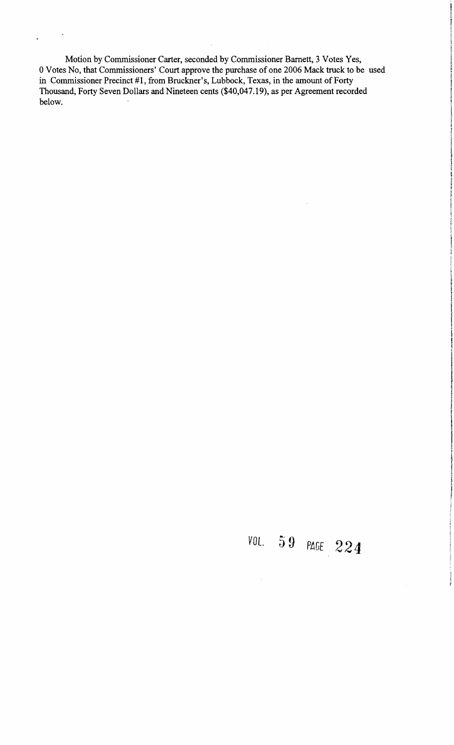Motion by Commissioner Carter, seconded by Commissioner Barnett, 3 Votes Yes, 0 Votes No, that Commissioners' Court approve the purchase of one 2006 Mack truck to be used in Commissioner Precinct #1, from Bruckner's, Lubbock, Texas, in the amount of Forty Thousand, Forty Seven Dollars and Nineteen cents ($40,047.19), as per Agreement recorded below.

VOL. 59 PAGE 224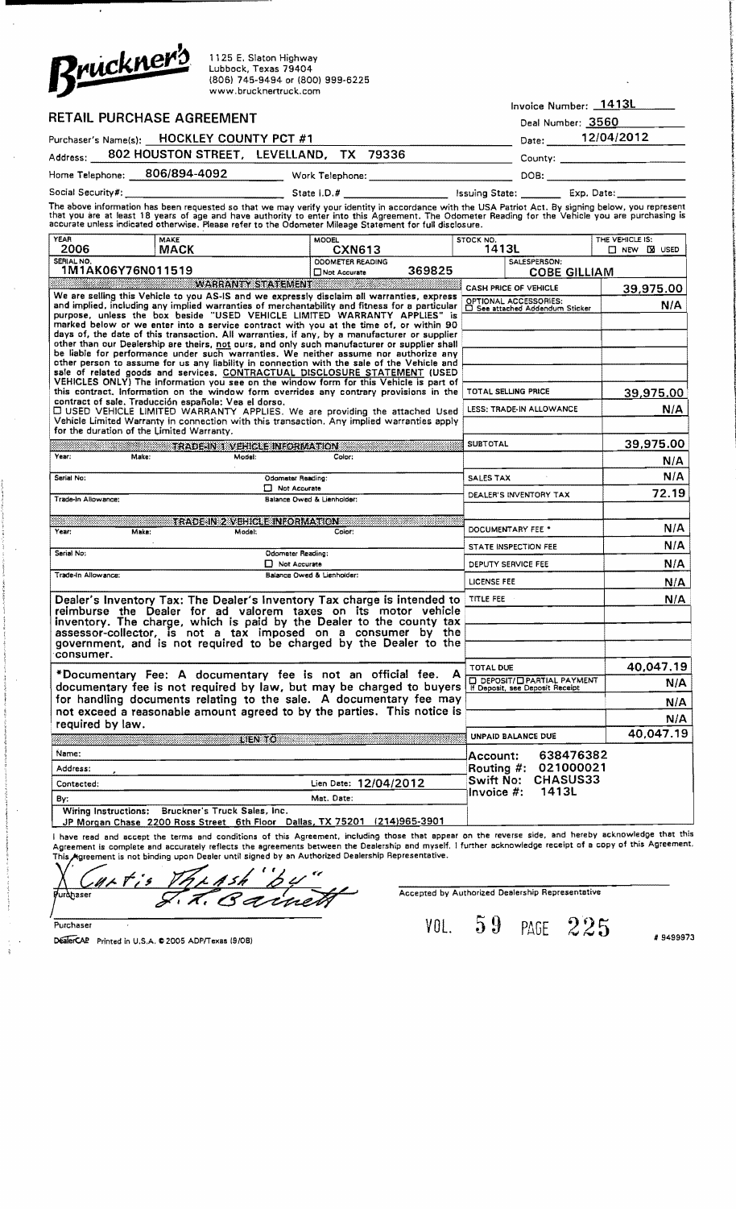**Bruckner's**

1125 E. Slaton Highway
Lubbock, Texas 79404
(806) 745-9494 or (800) 999-6225
www.brucknertruck.com

Invoice Number: 1413L

Deal Number: 3560

# RETAIL PURCHASE AGREEMENT

Date: 12/04/2012

Purchaser's Name(s): HOCKLEY COUNTY PCT #1

Address: 802 HOUSTON STREET, LEVELLAND, TX 79336

County:

Home Telephone: 806/894-4092 Work Telephone: DOB:

Social Security#: State I.D.# Issuing State: Exp. Date:

The above information has been requested so that we may verify your identity in accordance with the USA Patriot Act. By signing below, you represent that you are at least 18 years of age and have authority to enter into this Agreement. The Odometer Reading for the Vehicle you are purchasing is accurate unless indicated otherwise. Please refer to the Odometer Mileage Statement for full disclosure.

| YEAR | MAKE | MODEL | STOCK NO. | THE VEHICLE IS: |
|---|---|---|---|---|
| 2006 | MACK | CXN613 | 1413L | ☐ NEW ☒ USED |
| SERIAL NO. 1M1AK06Y76N011519 | | ODOMETER READING ☐ Not Accurate 369825 | SALESPERSON: COBE GILLIAM | |

**WARRANTY STATEMENT**

We are selling this Vehicle to you AS-IS and we expressly disclaim all warranties, express and implied, including any implied warranties of merchantability and fitness for a particular purpose, unless the box beside "USED VEHICLE LIMITED WARRANTY APPLIES" is marked below or we enter into a service contract with you at the time of, or within 90 days of, the date of this transaction. All warranties, if any, by a manufacturer or supplier other than our Dealership are theirs, not ours, and only such manufacturer or supplier shall be liable for performance under such warranties. We neither assume nor authorize any other person to assume for us any liability in connection with the sale of the Vehicle and sale of related goods and services. CONTRACTUAL DISCLOSURE STATEMENT (USED VEHICLES ONLY) The information you see on the window form for this Vehicle is part of this contract. Information on the window form overrides any contrary provisions in the contract of sale. Traducción español: Vea el dorso.

☐ USED VEHICLE LIMITED WARRANTY APPLIES. We are providing the attached Used Vehicle Limited Warranty in connection with this transaction. Any implied warranties apply for the duration of the Limited Warranty.

| Item | Amount |
|---|---|
| CASH PRICE OF VEHICLE | 39,975.00 |
| OPTIONAL ACCESSORIES: ☐ See attached Addendum Sticker | N/A |
| TOTAL SELLING PRICE | 39,975.00 |
| LESS: TRADE-IN ALLOWANCE | N/A |
| SUBTOTAL | 39,975.00 |
| | N/A |
| SALES TAX | N/A |
| DEALER'S INVENTORY TAX | 72.19 |
| DOCUMENTARY FEE * | N/A |
| STATE INSPECTION FEE | N/A |
| DEPUTY SERVICE FEE | N/A |
| LICENSE FEE | N/A |
| TITLE FEE | N/A |
| TOTAL DUE | 40,047.19 |
| ☐ DEPOSIT/☐ PARTIAL PAYMENT If Deposit, see Deposit Receipt | N/A |
| | N/A |
| | N/A |
| UNPAID BALANCE DUE | 40,047.19 |

**TRADE-IN 1 VEHICLE INFORMATION**

Year: Make: Model: Color:
Serial No: Odometer Reading: ☐ Not Accurate
Trade-In Allowance: Balance Owed & Lienholder:

**TRADE-IN 2 VEHICLE INFORMATION**

Year: Make: Model: Color:
Serial No: Odometer Reading: ☐ Not Accurate
Trade-In Allowance: Balance Owed & Lienholder:

**Dealer's Inventory Tax: The Dealer's Inventory Tax charge is intended to reimburse the Dealer for ad valorem taxes on its motor vehicle inventory. The charge, which is paid by the Dealer to the county tax assessor-collector, is not a tax imposed on a consumer by the government, and is not required to be charged by the Dealer to the consumer.**

**\*Documentary Fee: A documentary fee is not an official fee. A documentary fee is not required by law, but may be charged to buyers for handling documents relating to the sale. A documentary fee may not exceed a reasonable amount agreed to by the parties. This notice is required by law.**

**LIEN TO**

Name:
Address:
Contacted: Lien Date: 12/04/2012
By: Mat. Date:

Account: 638476382
Routing #: 021000021
Swift No: CHASUS33
Invoice #: 1413L

Wiring Instructions: Bruckner's Truck Sales, Inc.
JP Morgan Chase 2200 Ross Street 6th Floor Dallas, TX 75201 (214)965-3901

I have read and accept the terms and conditions of this Agreement, including those that appear on the reverse side, and hereby acknowledge that this Agreement is complete and accurately reflects the agreements between the Dealership and myself. I further acknowledge receipt of a copy of this Agreement. This Agreement is not binding upon Dealer until signed by an Authorized Dealership Representative.

X Curtis "Thrash" by" J. R. Barnett
Purchaser

Accepted by Authorized Dealership Representative

Purchaser

VOL. 59 PAGE 225

DealerCAP Printed in U.S.A. © 2005 ADP/Texas (9/08) # 9499973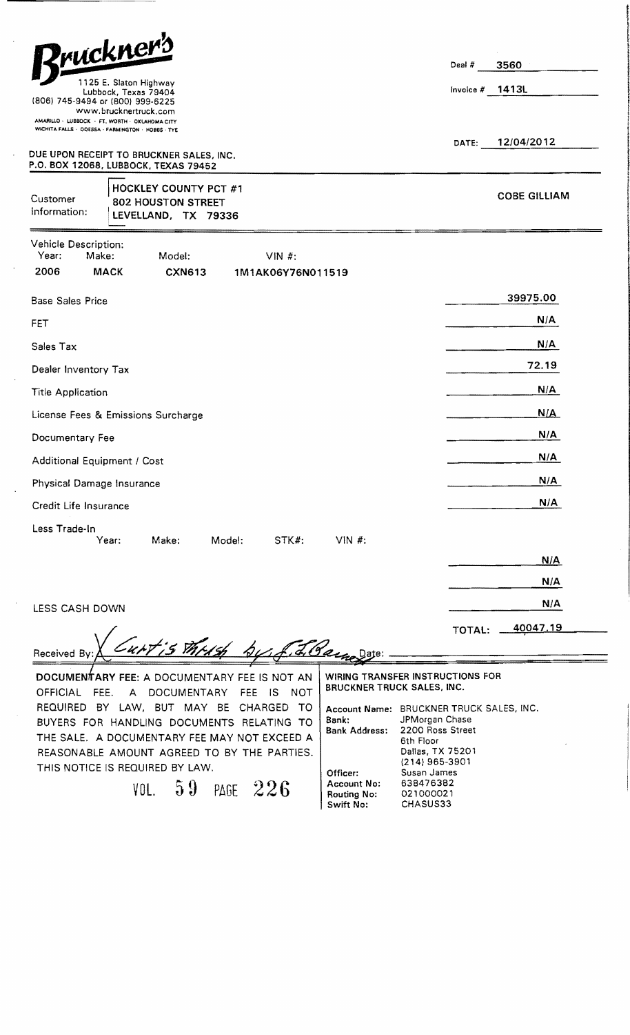# Bruckner's

1125 E. Slaton Highway
Lubbock, Texas 79404
(806) 745-9494 or (800) 999-6225
www.brucknertruck.com
AMARILLO · LUBBOCK · FT. WORTH · OKLAHOMA CITY
WICHITA FALLS · ODESSA · FARMINGTON · HOBBS · TYE

Deal # 3560

Invoice # 1413L

DATE: 12/04/2012

DUE UPON RECEIPT TO BRUCKNER SALES, INC.
P.O. BOX 12068, LUBBOCK, TEXAS 79452

Customer Information:
HOCKLEY COUNTY PCT #1
802 HOUSTON STREET
LEVELLAND, TX 79336

COBE GILLIAM

Vehicle Description:

| Year: | Make: | Model: | VIN #: |
|---|---|---|---|
| 2006 | MACK | CXN613 | 1M1AK06Y76N011519 |

| | |
|---|---|
| Base Sales Price | 39975.00 |
| FET | N/A |
| Sales Tax | N/A |
| Dealer Inventory Tax | 72.19 |
| Title Application | N/A |
| License Fees & Emissions Surcharge | N/A |
| Documentary Fee | N/A |
| Additional Equipment / Cost | N/A |
| Physical Damage Insurance | N/A |
| Credit Life Insurance | N/A |

Less Trade-In

| Year: | Make: | Model: | STK#: | VIN #: |
|---|---|---|---|---|

N/A

N/A

LESS CASH DOWN N/A

TOTAL: 40047.19

Received By: X Curtis Thrash by J.L. Barnes Date: ____________

**DOCUMENTARY FEE:** A DOCUMENTARY FEE IS NOT AN OFFICIAL FEE. A DOCUMENTARY FEE IS NOT REQUIRED BY LAW, BUT MAY BE CHARGED TO BUYERS FOR HANDLING DOCUMENTS RELATING TO THE SALE. A DOCUMENTARY FEE MAY NOT EXCEED A REASONABLE AMOUNT AGREED TO BY THE PARTIES. THIS NOTICE IS REQUIRED BY LAW.

**WIRING TRANSFER INSTRUCTIONS FOR BRUCKNER TRUCK SALES, INC.**

| | |
|---|---|
| Account Name: | BRUCKNER TRUCK SALES, INC. |
| Bank: | JPMorgan Chase |
| Bank Address: | 2200 Ross Street, 6th Floor, Dallas, TX 75201, (214) 965-3901 |
| Officer: | Susan James |
| Account No: | 638476382 |
| Routing No: | 021000021 |
| Swift No: | CHASUS33 |

VOL. 59 PAGE 226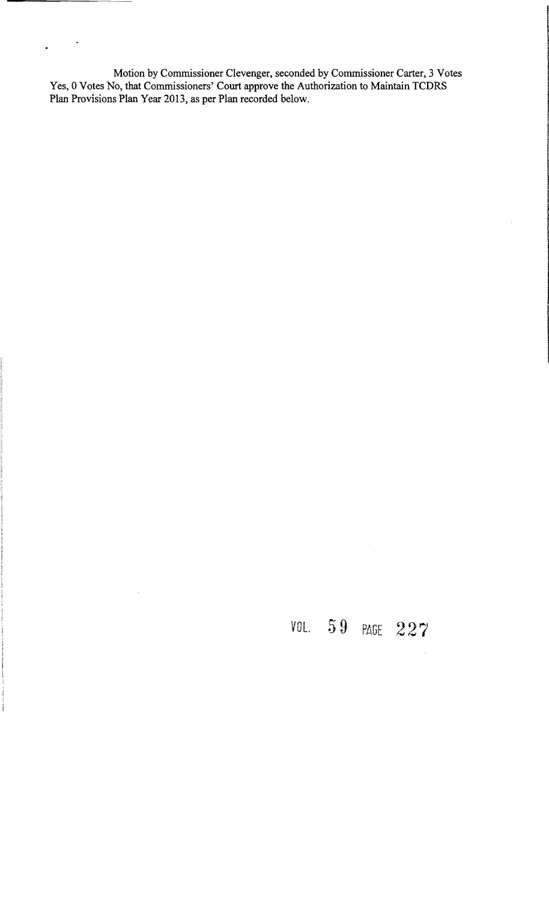Motion by Commissioner Clevenger, seconded by Commissioner Carter, 3 Votes Yes, 0 Votes No, that Commissioners' Court approve the Authorization to Maintain TCDRS Plan Provisions Plan Year 2013, as per Plan recorded below.

VOL. 59 PAGE 227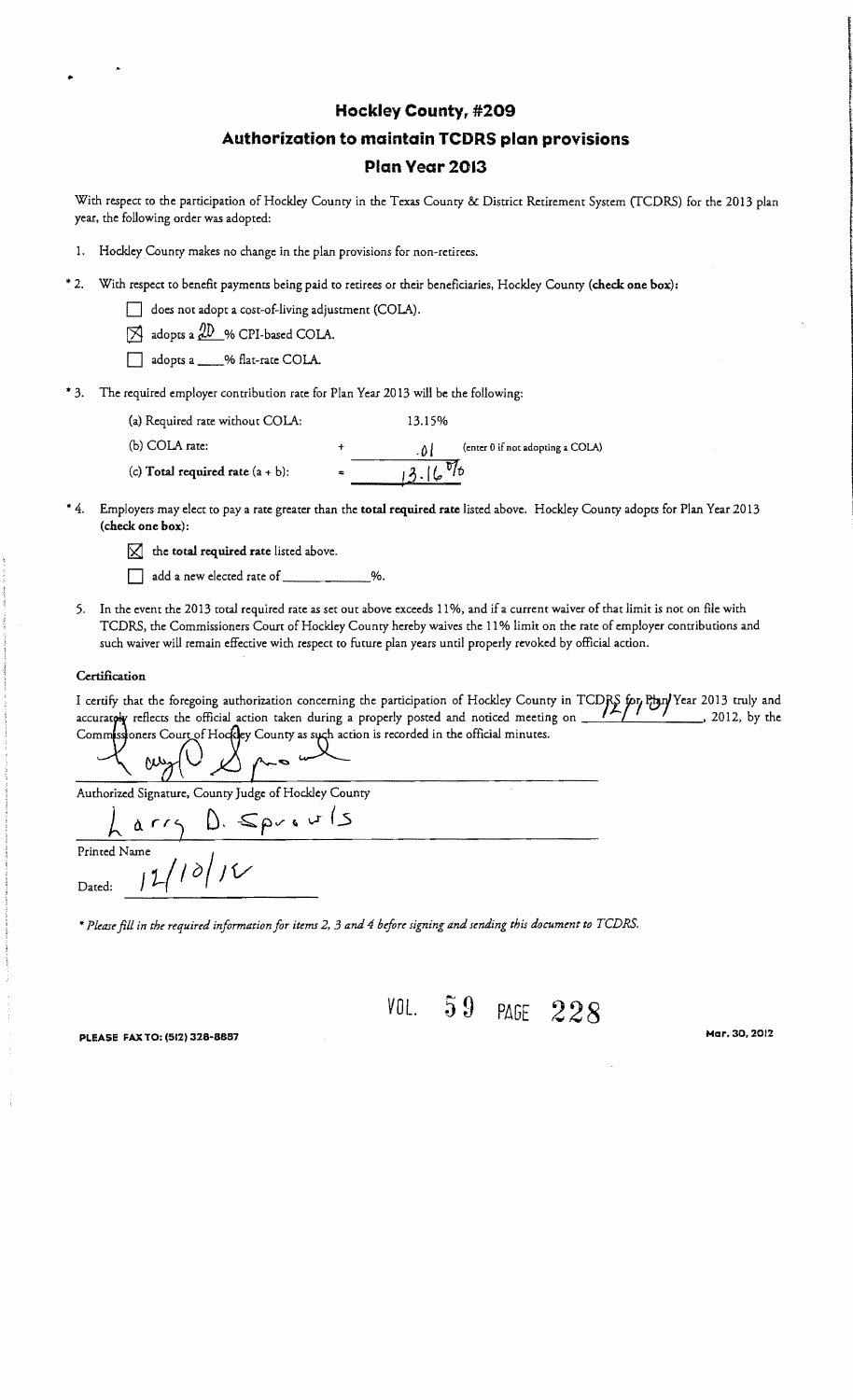# Hockley County, #209

## Authorization to maintain TCDRS plan provisions

## Plan Year 2013

With respect to the participation of Hockley County in the Texas County & District Retirement System (TCDRS) for the 2013 plan year, the following order was adopted:

1. Hockley County makes no change in the plan provisions for non-retirees.

\* 2. With respect to benefit payments being paid to retirees or their beneficiaries, Hockley County **(check one box)**:

- ☐ does not adopt a cost-of-living adjustment (COLA).
- ☒ adopts a 20 % CPI-based COLA.
- ☐ adopts a ____% flat-rate COLA.

\* 3. The required employer contribution rate for Plan Year 2013 will be the following:

| | | | |
|---|---|---|---|
| (a) Required rate without COLA: | | 13.15% | |
| (b) COLA rate: | + | .01 | (enter 0 if not adopting a COLA) |
| (c) **Total required rate** (a + b): | = | 13.16% | |

\* 4. Employers may elect to pay a rate greater than the **total required rate** listed above. Hockley County adopts for Plan Year 2013 **(check one box)**:

- ☒ the **total required rate** listed above.
- ☐ add a new elected rate of ____________%.

5. In the event the 2013 total required rate as set out above exceeds 11%, and if a current waiver of that limit is not on file with TCDRS, the Commissioners Court of Hockley County hereby waives the 11% limit on the rate of employer contributions and such waiver will remain effective with respect to future plan years until properly revoked by official action.

**Certification**

I certify that the foregoing authorization concerning the participation of Hockley County in TCDRS for Plan Year 2013 truly and accurately reflects the official action taken during a properly posted and noticed meeting on 12/7/07, 2012, by the Commissioners Court of Hockley County as such action is recorded in the official minutes.

Authorized Signature, County Judge of Hockley County

Larry D. Sprowls

Printed Name

Dated: 12/10/12

*\* Please fill in the required information for items 2, 3 and 4 before signing and sending this document to TCDRS.*

VOL. 59 PAGE 228

**PLEASE FAX TO: (512) 328-8887**

**Mar. 30, 2012**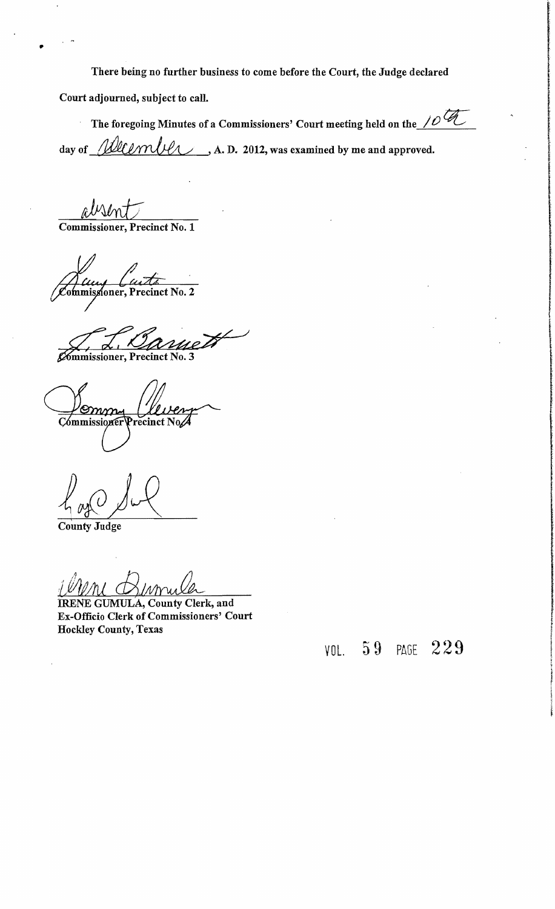There being no further business to come before the Court, the Judge declared Court adjourned, subject to call.

The foregoing Minutes of a Commissioners' Court meeting held on the 10th day of December, A. D. 2012, was examined by me and approved.

absent
Commissioner, Precinct No. 1

Commissioner, Precinct No. 2

Commissioner, Precinct No. 3

Commissioner Precinct No. 4

County Judge

IRENE GUMULA, County Clerk, and
Ex-Officio Clerk of Commissioners' Court
Hockley County, Texas

VOL. 59 PAGE 229